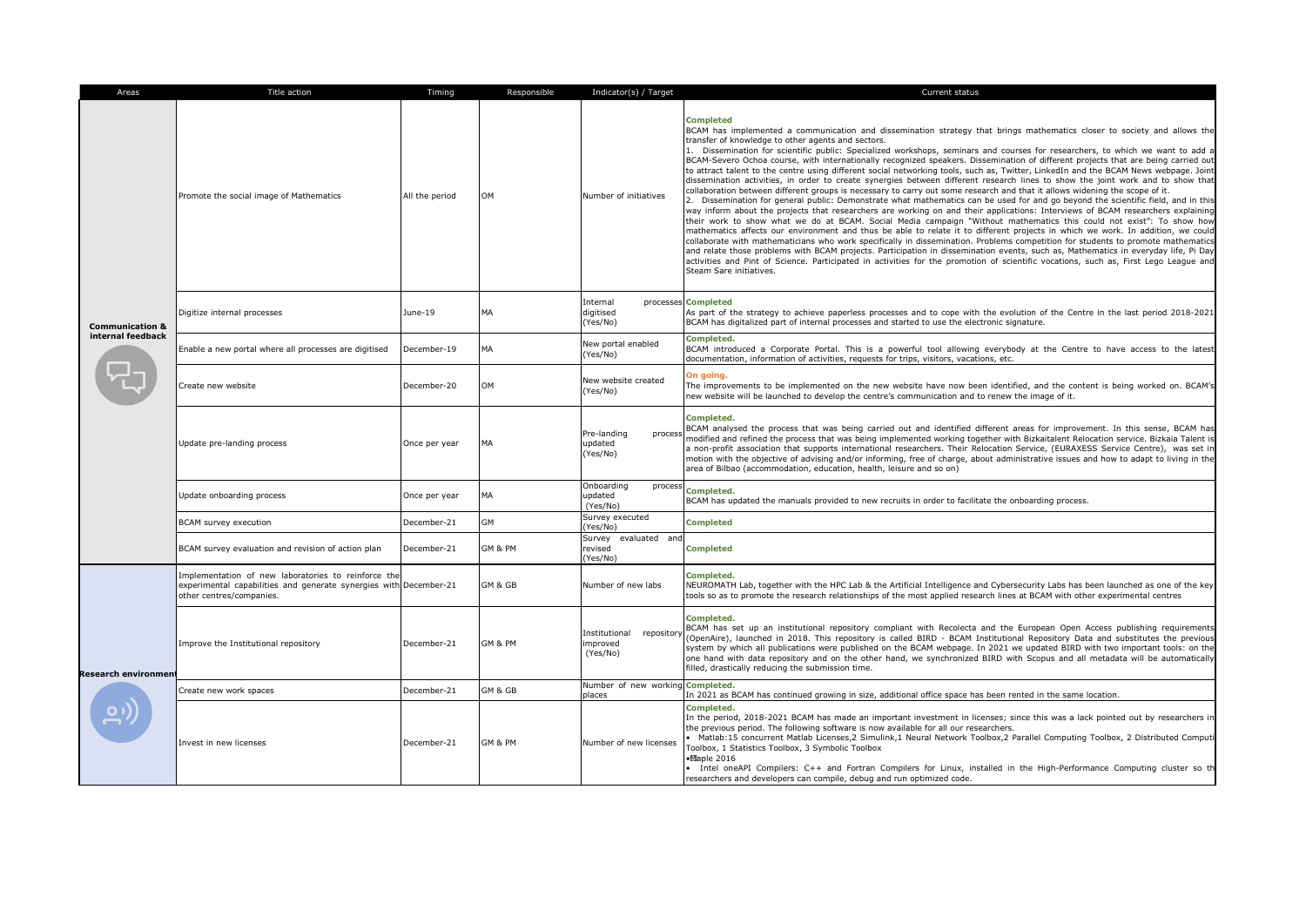| Areas | Title action | Timing | Responsible | Indicator(s) / Target | Current status |
|---|---|---|---|---|---|
| **Communication & internal feedback** | Promote the social image of Mathematics | All the period | OM | Number of initiatives | **Completed**<br>BCAM has implemented a communication and dissemination strategy that brings mathematics closer to society and allows the transfer of knowledge to other agents and sectors.<br>1. Dissemination for scientific public: Specialized workshops, seminars and courses for researchers, to which we want to add a BCAM-Severo Ochoa course, with internationally recognized speakers. Dissemination of different projects that are being carried out to attract talent to the centre using different social networking tools, such as, Twitter, LinkedIn and the BCAM News webpage. Joint dissemination activities, in order to create synergies between different research lines to show the joint work and to show that collaboration between different groups is necessary to carry out some research and that it allows widening the scope of it.<br>2. Dissemination for general public: Demonstrate what mathematics can be used for and go beyond the scientific field, and in this way inform about the projects that researchers are working on and their applications: Interviews of BCAM researchers explaining their work to show what we do at BCAM. Social Media campaign "Without mathematics this could not exist": To show how mathematics affects our environment and thus be able to relate it to different projects in which we work. In addition, we could collaborate with mathematicians who work specifically in dissemination. Problems competition for students to promote mathematics and relate those problems with BCAM projects. Participation in dissemination events, such as, Mathematics in everyday life, Pi Day activities and Pint of Science. Participated in activities for the promotion of scientific vocations, such as, First Lego League and Steam Sare initiatives. |
| | Digitize internal processes | June-19 | MA | Internal processes digitised (Yes/No) | **Completed**<br>As part of the strategy to achieve paperless processes and to cope with the evolution of the Centre in the last period 2018-2021 BCAM has digitalized part of internal processes and started to use the electronic signature. |
| | Enable a new portal where all processes are digitised | December-19 | MA | New portal enabled (Yes/No) | **Completed.**<br>BCAM introduced a Corporate Portal. This is a powerful tool allowing everybody at the Centre to have access to the latest documentation, information of activities, requests for trips, visitors, vacations, etc. |
| | Create new website | December-20 | OM | New website created (Yes/No) | **On going.**<br>The improvements to be implemented on the new website have now been identified, and the content is being worked on. BCAM's new website will be launched to develop the centre's communication and to renew the image of it. |
| | Update pre-landing process | Once per year | MA | Pre-landing process updated (Yes/No) | **Completed.**<br>BCAM analysed the process that was being carried out and identified different areas for improvement. In this sense, BCAM has modified and refined the process that was being implemented working together with Bizkaitalent Relocation service. Bizkaia Talent is a non-profit association that supports international researchers. Their Relocation Service, (EURAXESS Service Centre), was set in motion with the objective of advising and/or informing, free of charge, about administrative issues and how to adapt to living in the area of Bilbao (accommodation, education, health, leisure and so on) |
| | Update onboarding process | Once per year | MA | Onboarding process updated (Yes/No) | **Completed.**<br>BCAM has updated the manuals provided to new recruits in order to facilitate the onboarding process. |
| | BCAM survey execution | December-21 | GM | Survey executed (Yes/No) | **Completed** |
| | BCAM survey evaluation and revision of action plan | December-21 | GM & PM | Survey evaluated and revised (Yes/No) | **Completed** |
| **Research environment** | Implementation of new laboratories to reinforce the experimental capabilities and generate synergies with other centres/companies. | December-21 | GM & GB | Number of new labs | **Completed.**<br>NEUROMATH Lab, together with the HPC Lab & the Artificial Intelligence and Cybersecurity Labs has been launched as one of the key tools so as to promote the research relationships of the most applied research lines at BCAM with other experimental centres |
| | Improve the Institutional repository | December-21 | GM & PM | Institutional repository improved (Yes/No) | **Completed.**<br>BCAM has set up an institutional repository compliant with Recolecta and the European Open Access publishing requirements (OpenAire), launched in 2018. This repository is called BIRD - BCAM Institutional Repository Data and substitutes the previous system by which all publications were published on the BCAM webpage. In 2021 we updated BIRD with two important tools: on the one hand with data repository and on the other hand, we synchronized BIRD with Scopus and all metadata will be automatically filled, drastically reducing the submission time. |
| | Create new work spaces | December-21 | GM & GB | Number of new working places | **Completed.**<br>In 2021 as BCAM has continued growing in size, additional office space has been rented in the same location. |
| | Invest in new licenses | December-21 | GM & PM | Number of new licenses | **Completed.**<br>In the period, 2018-2021 BCAM has made an important investment in licenses; since this was a lack pointed out by researchers in the previous period. The following software is now available for all our researchers.<br>• Matlab:15 concurrent Matlab Licenses,2 Simulink,1 Neural Network Toolbox,2 Parallel Computing Toolbox, 2 Distributed Computi Toolbox, 1 Statistics Toolbox, 3 Symbolic Toolbox<br>• Maple 2016<br>• Intel oneAPI Compilers: C++ and Fortran Compilers for Linux, installed in the High-Performance Computing cluster so th researchers and developers can compile, debug and run optimized code. |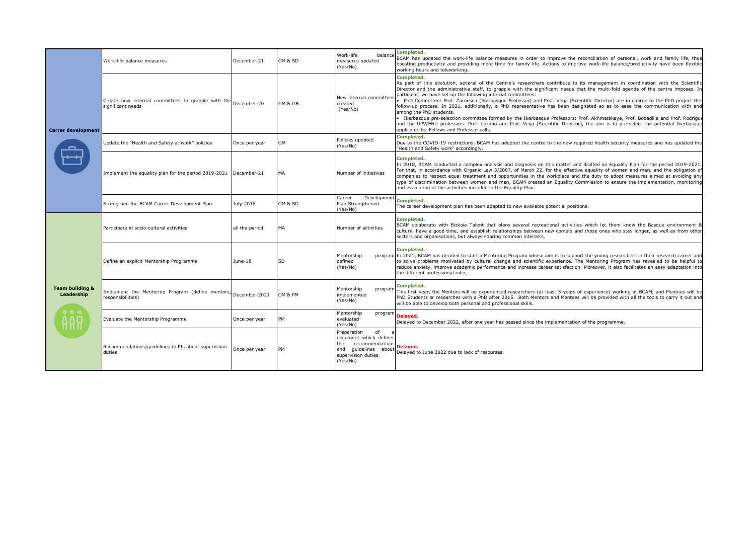| | | | | | |
|---|---|---|---|---|---|
| **Carrer development** | Work-life balance measures | December-21 | GM & SD | Work-life balance measures updated (Yes/No) | **Completed.** BCAM has updated the work-life balance measures in order to improve the reconciliation of personal, work and family life, thus boosting productivity and providing more time for family life. Actions to improve work-life balance/productivity have been flexible working hours and teleworking. |
| | Create new internal committees to grapple with the significant needs | December-20 | GM & GB | New internal committees created (Yes/No) | **Completed.** As part of this evolution, several of the Centre's researchers contribute to its management in coordination with the Scientific Director and the administrative staff, to grapple with the significant needs that the multi-fold agenda of the centre imposes. In particular, we have set up the following internal committees: • PhD Committee: Prof. Zarnescu (Ikerbasque Professor) and Prof. Vega (Scientific Director) are in charge to the PhD project thes follow-up process. In 2021, additionally, a PhD representative has been designated so as to ease the communication with and among the PhD students. • Ikerbasque pre-selection committee formed by the Ikerbasque Professors: Prof. Akhmatskaya, Prof. Bobadilla and Prof. Rodrigue and the UPV/EHU professors: Prof. Lozano and Prof. Vega (Scientific Director), the aim is to pre-select the potential Ikerbasque applicants for Fellows and Professor calls. |
| | Update the "Health and Safety at work" policies | Once per year | GM | Policies updated (Yes/No) | **Completed.** Due to the COVID-19 restrictions, BCAM has adapted the centre to the new required health security measures and has updated the "Health and Safety work" accordingly. |
| | Implement the equality plan for the period 2019-2021 | December-21 | MA | Number of initiatives | **Completed.** In 2018, BCAM conducted a complex analysis and diagnosis on this matter and drafted an Equality Plan for the period 2019-2021. For that, in accordance with Organic Law 3/2007, of March 22, for the effective equality of women and men, and the obligation of companies to respect equal treatment and opportunities in the workplace and the duty to adopt measures aimed at avoiding any type of discrimination between women and men, BCAM created an Equality Commission to ensure the implementation, monitoring and evaluation of the activities included in the Equality Plan. |
| | Strengthen the BCAM Career Development Plan | July-2018 | GM & SD | Career Development Plan Strengthened (Yes/No) | **Completed.** The career development plan has been adapted to new available potential positions. |
| **Team building & Leadership** | Participate in socio-cultural activities | all the period | MA | Number of activities | **Completed.** BCAM colaborate with Bizkaia Talent that plans several recreational activities which let them know the Basque environment & culture, have a good time, and establish relationships between new comers and those ones who stay longer, as well as from other sectors and organisations, but always sharing common interests. |
| | Define an explicit Mentorship Programme | June-18 | SD | Mentorship program defined (Yes/No) | **Completed.** In 2021, BCAM has decided to start a Mentoring Program whose aim is to support the young researchers in their research career and to solve problems motivated by cultural change and scientific experience. The Mentoring Program has revealed to be helpful to reduce anxiety, improve academic performance and increase career satisfaction. Moreover, it also facilitates an easy adaptation into the different professional roles. |
| | Implement the Mentorhip Program (define mentors, responsibilities) | December-2021 | GM & PM | Mentorship program implemented (Yes/No) | **Completed.** This first year, the Mentors will be experienced researchers (at least 5 years of experience) working at BCAM, and Mentees will be PhD Students or researches with a PhD after 2015. Both Mentors and Mentees will be provided with all the tools to carry it out and will be able to develop both personal and professional skills. |
| | Evaluate the Mentorship Programme | Once per year | PM | Mentorship program evaluated (Yes/No) | **Delayed.** Delayed to December 2022, after one year has passed since the implementation of the programme. |
| | Recommendations/guidelines to PIs about supervision duties | Once per year | PM | Preparation of a document which defines the recommendations and guidelines about supervision duties. (Yes/No) | **Delayed.** Delayed to June 2022 due to lack of resourses. |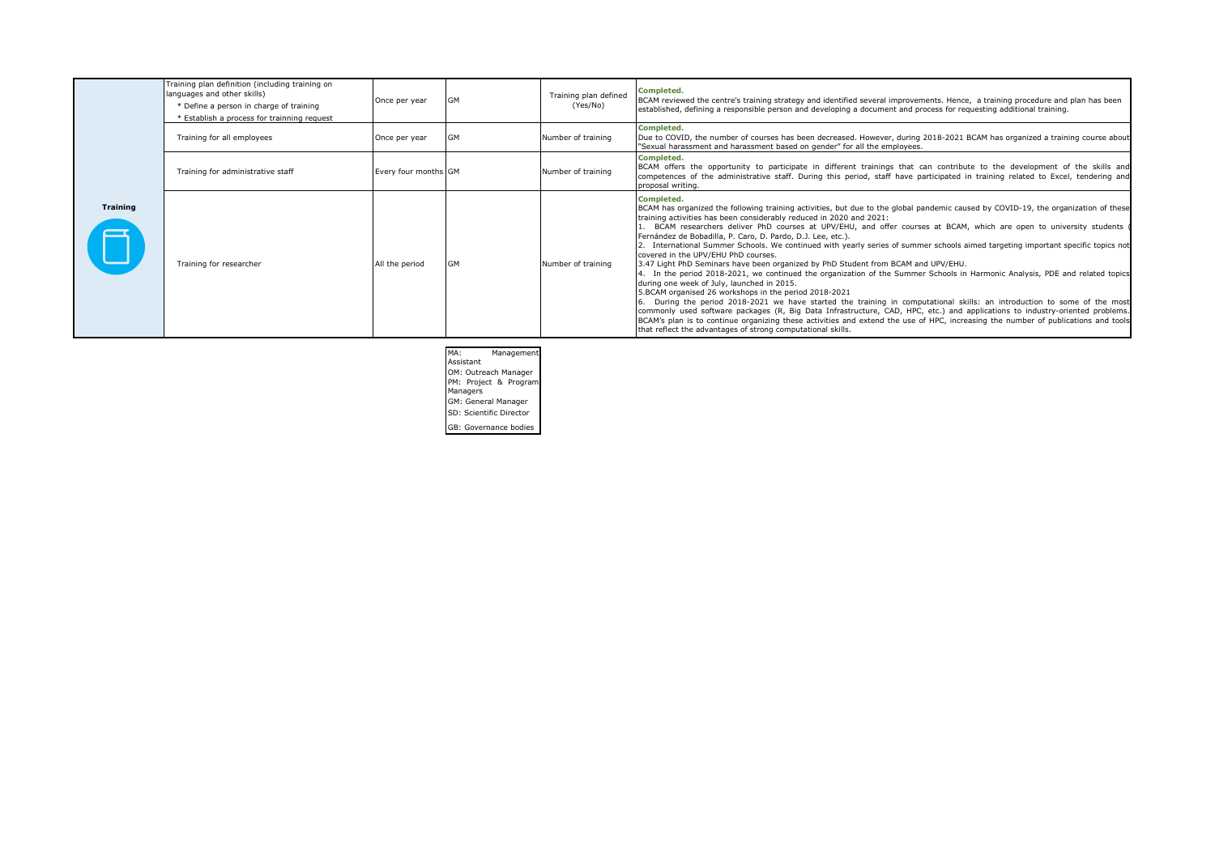| | | | | | |
|---|---|---|---|---|---|
| **Training** | Training plan definition (including training on languages and other skills)<br>* Define a person in charge of training<br>* Establish a process for trainning request | Once per year | GM | Training plan defined (Yes/No) | **Completed.**<br>BCAM reviewed the centre's training strategy and identified several improvements. Hence, a training procedure and plan has been established, defining a responsible person and developing a document and process for requesting additional training. |
| | Training for all employees | Once per year | GM | Number of training | **Completed.**<br>Due to COVID, the number of courses has been decreased. However, during 2018-2021 BCAM has organized a training course about "Sexual harassment and harassment based on gender" for all the employees. |
| | Training for administrative staff | Every four months | GM | Number of training | **Completed.**<br>BCAM offers the opportunity to participate in different trainings that can contribute to the development of the skills and competences of the administrative staff. During this period, staff have participated in training related to Excel, tendering and proposal writing. |
| | Training for researcher | All the period | GM | Number of training | **Completed.**<br>BCAM has organized the following training activities, but due to the global pandemic caused by COVID-19, the organization of these training activities has been considerably reduced in 2020 and 2021:<br>1. BCAM researchers deliver PhD courses at UPV/EHU, and offer courses at BCAM, which are open to university students ( Fernández de Bobadilla, P. Caro, D. Pardo, D.J. Lee, etc.).<br>2. International Summer Schools. We continued with yearly series of summer schools aimed targeting important specific topics not covered in the UPV/EHU PhD courses.<br>3.47 Light PhD Seminars have been organized by PhD Student from BCAM and UPV/EHU.<br>4. In the period 2018-2021, we continued the organization of the Summer Schools in Harmonic Analysis, PDE and related topics during one week of July, launched in 2015.<br>5.BCAM organised 26 workshops in the period 2018-2021<br>6. During the period 2018-2021 we have started the training in computational skills: an introduction to some of the most commonly used software packages (R, Big Data Infrastructure, CAD, HPC, etc.) and applications to industry-oriented problems. BCAM's plan is to continue organizing these activities and extend the use of HPC, increasing the number of publications and tools that reflect the advantages of strong computational skills. |

| |
|---|
| MA: Management Assistant |
| OM: Outreach Manager |
| PM: Project & Program Managers |
| GM: General Manager |
| SD: Scientific Director |
| GB: Governance bodies |